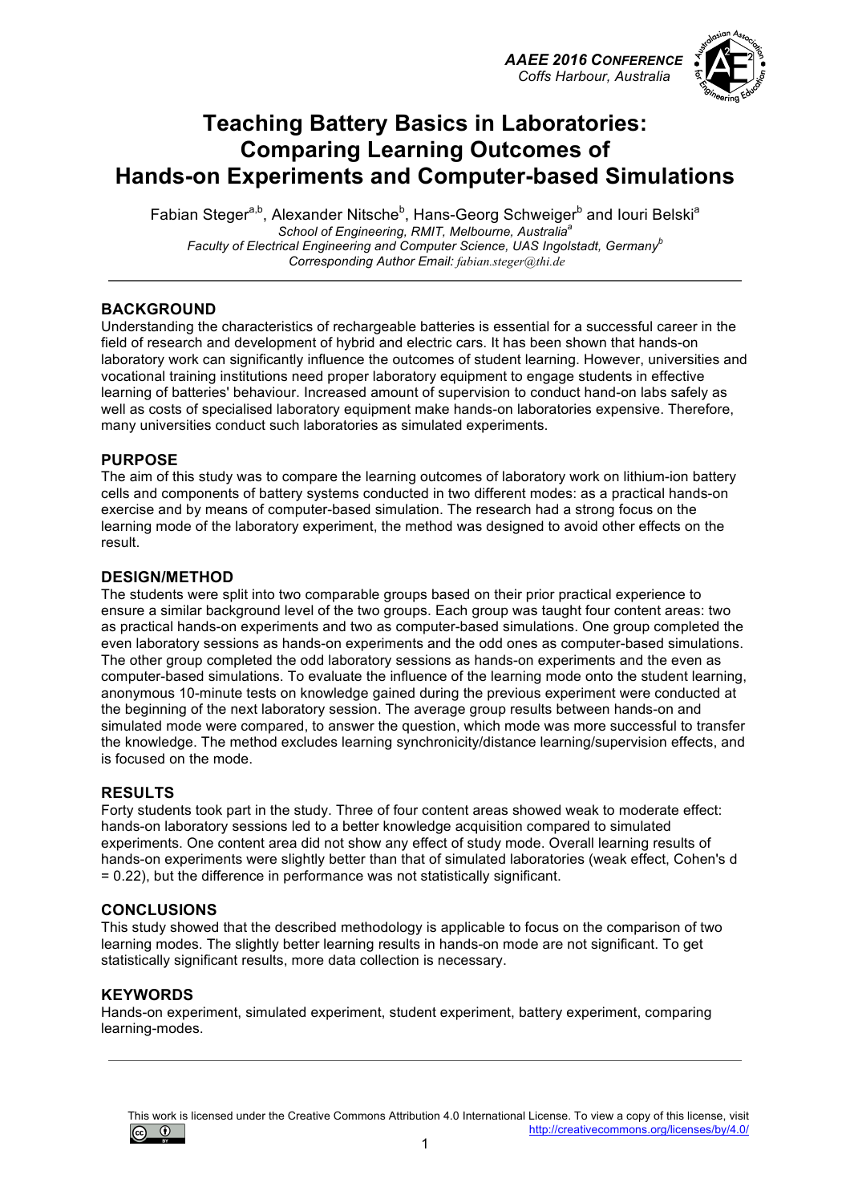# Teaching Battery Basics in Laboratories: Comparing Learning Outcomes of Hands-on Experiments and Computer-based Simulations

Fabian Steger[a,b], Alexander Nitsche[b], Hans-Georg Schweiger[b] and Iouri Belski[a]

*School of Engineering, RMIT, Melbourne, Australia[a]*
*Faculty of Electrical Engineering and Computer Science, UAS Ingolstadt, Germany[b]*
*Corresponding Author Email: fabian.steger@thi.de*

## BACKGROUND

Understanding the characteristics of rechargeable batteries is essential for a successful career in the field of research and development of hybrid and electric cars. It has been shown that hands-on laboratory work can significantly influence the outcomes of student learning. However, universities and vocational training institutions need proper laboratory equipment to engage students in effective learning of batteries' behaviour. Increased amount of supervision to conduct hand-on labs safely as well as costs of specialised laboratory equipment make hands-on laboratories expensive. Therefore, many universities conduct such laboratories as simulated experiments.

## PURPOSE

The aim of this study was to compare the learning outcomes of laboratory work on lithium-ion battery cells and components of battery systems conducted in two different modes: as a practical hands-on exercise and by means of computer-based simulation. The research had a strong focus on the learning mode of the laboratory experiment, the method was designed to avoid other effects on the result.

## DESIGN/METHOD

The students were split into two comparable groups based on their prior practical experience to ensure a similar background level of the two groups. Each group was taught four content areas: two as practical hands-on experiments and two as computer-based simulations. One group completed the even laboratory sessions as hands-on experiments and the odd ones as computer-based simulations. The other group completed the odd laboratory sessions as hands-on experiments and the even as computer-based simulations. To evaluate the influence of the learning mode onto the student learning, anonymous 10-minute tests on knowledge gained during the previous experiment were conducted at the beginning of the next laboratory session. The average group results between hands-on and simulated mode were compared, to answer the question, which mode was more successful to transfer the knowledge. The method excludes learning synchronicity/distance learning/supervision effects, and is focused on the mode.

## RESULTS

Forty students took part in the study. Three of four content areas showed weak to moderate effect: hands-on laboratory sessions led to a better knowledge acquisition compared to simulated experiments. One content area did not show any effect of study mode. Overall learning results of hands-on experiments were slightly better than that of simulated laboratories (weak effect, Cohen's d = 0.22), but the difference in performance was not statistically significant.

## CONCLUSIONS

This study showed that the described methodology is applicable to focus on the comparison of two learning modes. The slightly better learning results in hands-on mode are not significant. To get statistically significant results, more data collection is necessary.

## KEYWORDS

Hands-on experiment, simulated experiment, student experiment, battery experiment, comparing learning-modes.

This work is licensed under the Creative Commons Attribution 4.0 International License. To view a copy of this license, visit http://creativecommons.org/licenses/by/4.0/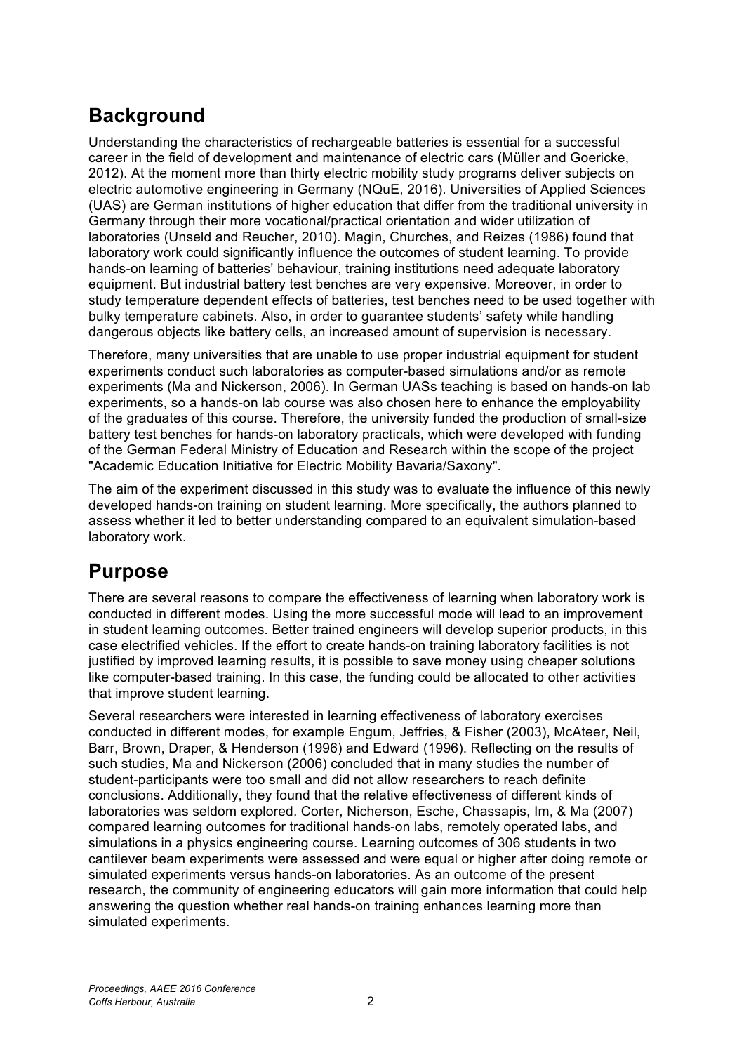## Background

Understanding the characteristics of rechargeable batteries is essential for a successful career in the field of development and maintenance of electric cars (Müller and Goericke, 2012). At the moment more than thirty electric mobility study programs deliver subjects on electric automotive engineering in Germany (NQuE, 2016). Universities of Applied Sciences (UAS) are German institutions of higher education that differ from the traditional university in Germany through their more vocational/practical orientation and wider utilization of laboratories (Unseld and Reucher, 2010). Magin, Churches, and Reizes (1986) found that laboratory work could significantly influence the outcomes of student learning. To provide hands-on learning of batteries' behaviour, training institutions need adequate laboratory equipment. But industrial battery test benches are very expensive. Moreover, in order to study temperature dependent effects of batteries, test benches need to be used together with bulky temperature cabinets. Also, in order to guarantee students' safety while handling dangerous objects like battery cells, an increased amount of supervision is necessary.

Therefore, many universities that are unable to use proper industrial equipment for student experiments conduct such laboratories as computer-based simulations and/or as remote experiments (Ma and Nickerson, 2006). In German UASs teaching is based on hands-on lab experiments, so a hands-on lab course was also chosen here to enhance the employability of the graduates of this course. Therefore, the university funded the production of small-size battery test benches for hands-on laboratory practicals, which were developed with funding of the German Federal Ministry of Education and Research within the scope of the project "Academic Education Initiative for Electric Mobility Bavaria/Saxony".

The aim of the experiment discussed in this study was to evaluate the influence of this newly developed hands-on training on student learning. More specifically, the authors planned to assess whether it led to better understanding compared to an equivalent simulation-based laboratory work.

## Purpose

There are several reasons to compare the effectiveness of learning when laboratory work is conducted in different modes. Using the more successful mode will lead to an improvement in student learning outcomes. Better trained engineers will develop superior products, in this case electrified vehicles. If the effort to create hands-on training laboratory facilities is not justified by improved learning results, it is possible to save money using cheaper solutions like computer-based training. In this case, the funding could be allocated to other activities that improve student learning.

Several researchers were interested in learning effectiveness of laboratory exercises conducted in different modes, for example Engum, Jeffries, & Fisher (2003), McAteer, Neil, Barr, Brown, Draper, & Henderson (1996) and Edward (1996). Reflecting on the results of such studies, Ma and Nickerson (2006) concluded that in many studies the number of student-participants were too small and did not allow researchers to reach definite conclusions. Additionally, they found that the relative effectiveness of different kinds of laboratories was seldom explored. Corter, Nicherson, Esche, Chassapis, Im, & Ma (2007) compared learning outcomes for traditional hands-on labs, remotely operated labs, and simulations in a physics engineering course. Learning outcomes of 306 students in two cantilever beam experiments were assessed and were equal or higher after doing remote or simulated experiments versus hands-on laboratories. As an outcome of the present research, the community of engineering educators will gain more information that could help answering the question whether real hands-on training enhances learning more than simulated experiments.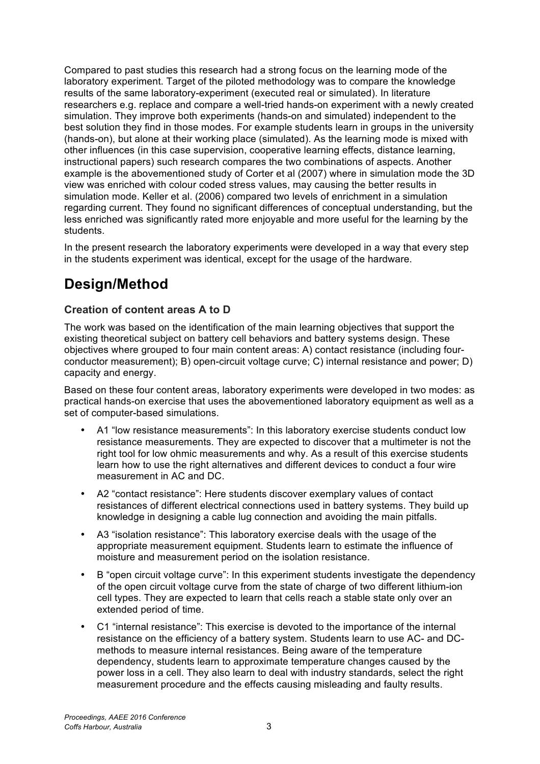Compared to past studies this research had a strong focus on the learning mode of the laboratory experiment. Target of the piloted methodology was to compare the knowledge results of the same laboratory-experiment (executed real or simulated). In literature researchers e.g. replace and compare a well-tried hands-on experiment with a newly created simulation. They improve both experiments (hands-on and simulated) independent to the best solution they find in those modes. For example students learn in groups in the university (hands-on), but alone at their working place (simulated). As the learning mode is mixed with other influences (in this case supervision, cooperative learning effects, distance learning, instructional papers) such research compares the two combinations of aspects. Another example is the abovementioned study of Corter et al (2007) where in simulation mode the 3D view was enriched with colour coded stress values, may causing the better results in simulation mode. Keller et al. (2006) compared two levels of enrichment in a simulation regarding current. They found no significant differences of conceptual understanding, but the less enriched was significantly rated more enjoyable and more useful for the learning by the students.

In the present research the laboratory experiments were developed in a way that every step in the students experiment was identical, except for the usage of the hardware.

# Design/Method

### Creation of content areas A to D

The work was based on the identification of the main learning objectives that support the existing theoretical subject on battery cell behaviors and battery systems design. These objectives where grouped to four main content areas: A) contact resistance (including four-conductor measurement); B) open-circuit voltage curve; C) internal resistance and power; D) capacity and energy.

Based on these four content areas, laboratory experiments were developed in two modes: as practical hands-on exercise that uses the abovementioned laboratory equipment as well as a set of computer-based simulations.

- A1 “low resistance measurements”: In this laboratory exercise students conduct low resistance measurements. They are expected to discover that a multimeter is not the right tool for low ohmic measurements and why. As a result of this exercise students learn how to use the right alternatives and different devices to conduct a four wire measurement in AC and DC.
- A2 “contact resistance”: Here students discover exemplary values of contact resistances of different electrical connections used in battery systems. They build up knowledge in designing a cable lug connection and avoiding the main pitfalls.
- A3 “isolation resistance”: This laboratory exercise deals with the usage of the appropriate measurement equipment. Students learn to estimate the influence of moisture and measurement period on the isolation resistance.
- B “open circuit voltage curve”: In this experiment students investigate the dependency of the open circuit voltage curve from the state of charge of two different lithium-ion cell types. They are expected to learn that cells reach a stable state only over an extended period of time.
- C1 “internal resistance”: This exercise is devoted to the importance of the internal resistance on the efficiency of a battery system. Students learn to use AC- and DC-methods to measure internal resistances. Being aware of the temperature dependency, students learn to approximate temperature changes caused by the power loss in a cell. They also learn to deal with industry standards, select the right measurement procedure and the effects causing misleading and faulty results.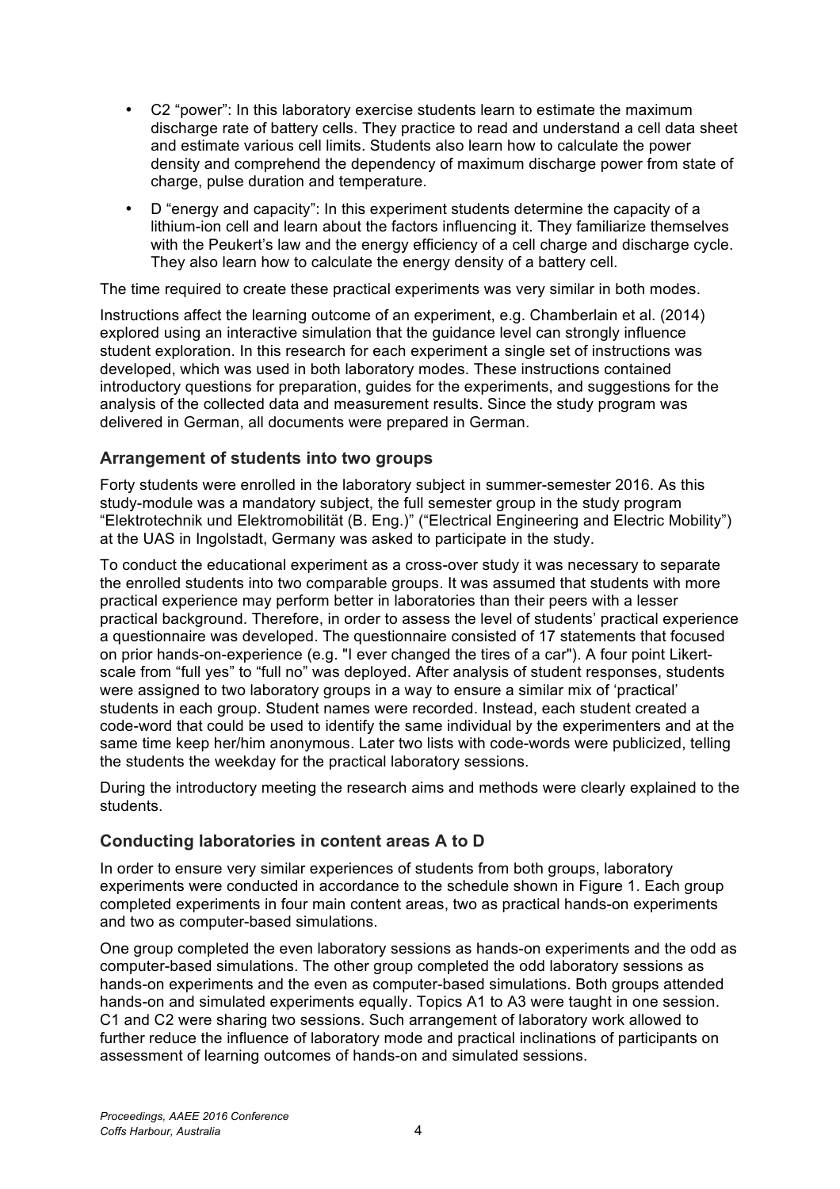- C2 “power”: In this laboratory exercise students learn to estimate the maximum discharge rate of battery cells. They practice to read and understand a cell data sheet and estimate various cell limits. Students also learn how to calculate the power density and comprehend the dependency of maximum discharge power from state of charge, pulse duration and temperature.
- D “energy and capacity”: In this experiment students determine the capacity of a lithium-ion cell and learn about the factors influencing it. They familiarize themselves with the Peukert’s law and the energy efficiency of a cell charge and discharge cycle. They also learn how to calculate the energy density of a battery cell.

The time required to create these practical experiments was very similar in both modes.

Instructions affect the learning outcome of an experiment, e.g. Chamberlain et al. (2014) explored using an interactive simulation that the guidance level can strongly influence student exploration. In this research for each experiment a single set of instructions was developed, which was used in both laboratory modes. These instructions contained introductory questions for preparation, guides for the experiments, and suggestions for the analysis of the collected data and measurement results. Since the study program was delivered in German, all documents were prepared in German.

## Arrangement of students into two groups

Forty students were enrolled in the laboratory subject in summer-semester 2016. As this study-module was a mandatory subject, the full semester group in the study program “Elektrotechnik und Elektromobilität (B. Eng.)” (“Electrical Engineering and Electric Mobility”) at the UAS in Ingolstadt, Germany was asked to participate in the study.

To conduct the educational experiment as a cross-over study it was necessary to separate the enrolled students into two comparable groups. It was assumed that students with more practical experience may perform better in laboratories than their peers with a lesser practical background. Therefore, in order to assess the level of students’ practical experience a questionnaire was developed. The questionnaire consisted of 17 statements that focused on prior hands-on-experience (e.g. "I ever changed the tires of a car"). A four point Likert-scale from “full yes” to “full no” was deployed. After analysis of student responses, students were assigned to two laboratory groups in a way to ensure a similar mix of ‘practical’ students in each group. Student names were recorded. Instead, each student created a code-word that could be used to identify the same individual by the experimenters and at the same time keep her/him anonymous. Later two lists with code-words were publicized, telling the students the weekday for the practical laboratory sessions.

During the introductory meeting the research aims and methods were clearly explained to the students.

## Conducting laboratories in content areas A to D

In order to ensure very similar experiences of students from both groups, laboratory experiments were conducted in accordance to the schedule shown in Figure 1. Each group completed experiments in four main content areas, two as practical hands-on experiments and two as computer-based simulations.

One group completed the even laboratory sessions as hands-on experiments and the odd as computer-based simulations. The other group completed the odd laboratory sessions as hands-on experiments and the even as computer-based simulations. Both groups attended hands-on and simulated experiments equally. Topics A1 to A3 were taught in one session. C1 and C2 were sharing two sessions. Such arrangement of laboratory work allowed to further reduce the influence of laboratory mode and practical inclinations of participants on assessment of learning outcomes of hands-on and simulated sessions.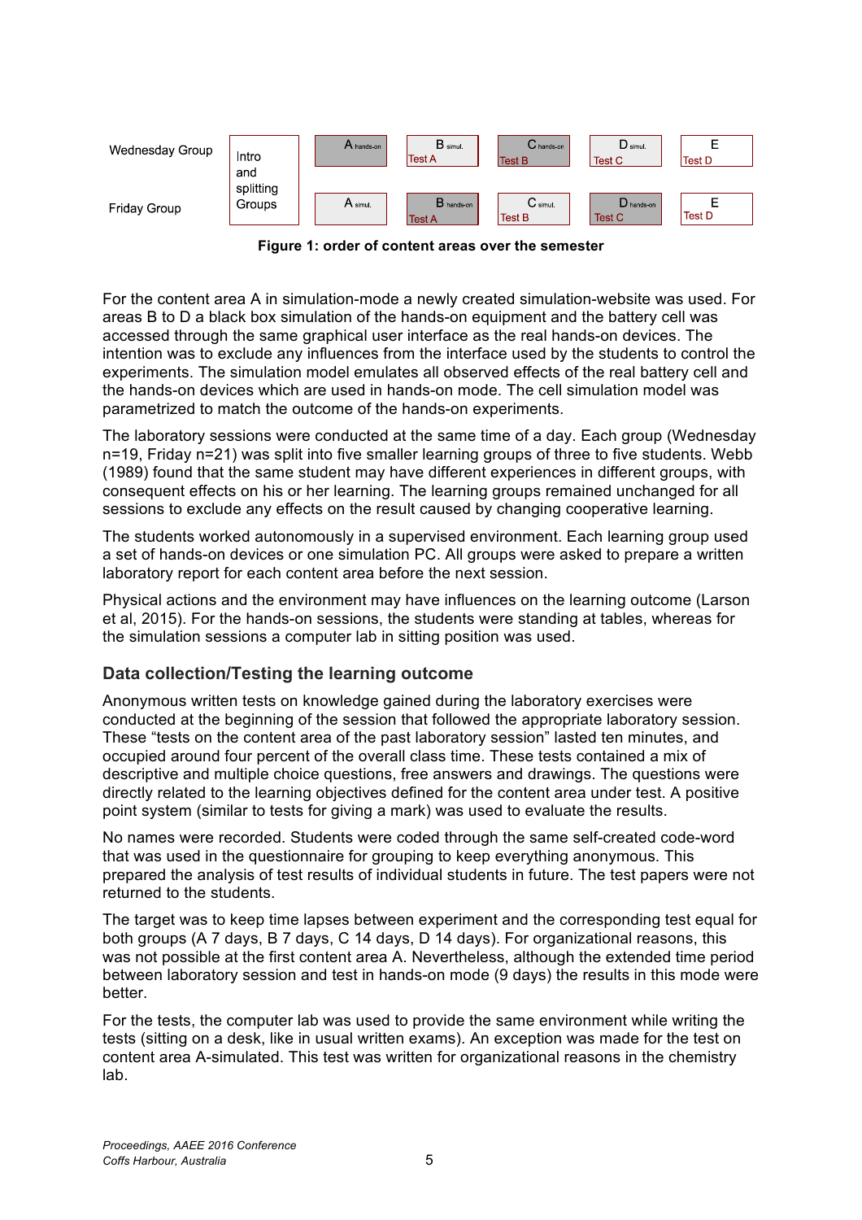| | | | | | | |
|---|---|---|---|---|---|---|
| Wednesday Group | Intro and splitting Groups | A hands-on | B simul. Test A | C hands-on Test B | D simul. Test C | E Test D |
| Friday Group | | A simul. | B hands-on Test A | C simul. Test B | D hands-on Test C | E Test D |

**Figure 1: order of content areas over the semester**

For the content area A in simulation-mode a newly created simulation-website was used. For areas B to D a black box simulation of the hands-on equipment and the battery cell was accessed through the same graphical user interface as the real hands-on devices. The intention was to exclude any influences from the interface used by the students to control the experiments. The simulation model emulates all observed effects of the real battery cell and the hands-on devices which are used in hands-on mode. The cell simulation model was parametrized to match the outcome of the hands-on experiments.

The laboratory sessions were conducted at the same time of a day. Each group (Wednesday n=19, Friday n=21) was split into five smaller learning groups of three to five students. Webb (1989) found that the same student may have different experiences in different groups, with consequent effects on his or her learning. The learning groups remained unchanged for all sessions to exclude any effects on the result caused by changing cooperative learning.

The students worked autonomously in a supervised environment. Each learning group used a set of hands-on devices or one simulation PC. All groups were asked to prepare a written laboratory report for each content area before the next session.

Physical actions and the environment may have influences on the learning outcome (Larson et al, 2015). For the hands-on sessions, the students were standing at tables, whereas for the simulation sessions a computer lab in sitting position was used.

## Data collection/Testing the learning outcome

Anonymous written tests on knowledge gained during the laboratory exercises were conducted at the beginning of the session that followed the appropriate laboratory session. These "tests on the content area of the past laboratory session" lasted ten minutes, and occupied around four percent of the overall class time. These tests contained a mix of descriptive and multiple choice questions, free answers and drawings. The questions were directly related to the learning objectives defined for the content area under test. A positive point system (similar to tests for giving a mark) was used to evaluate the results.

No names were recorded. Students were coded through the same self-created code-word that was used in the questionnaire for grouping to keep everything anonymous. This prepared the analysis of test results of individual students in future. The test papers were not returned to the students.

The target was to keep time lapses between experiment and the corresponding test equal for both groups (A 7 days, B 7 days, C 14 days, D 14 days). For organizational reasons, this was not possible at the first content area A. Nevertheless, although the extended time period between laboratory session and test in hands-on mode (9 days) the results in this mode were better.

For the tests, the computer lab was used to provide the same environment while writing the tests (sitting on a desk, like in usual written exams). An exception was made for the test on content area A-simulated. This test was written for organizational reasons in the chemistry lab.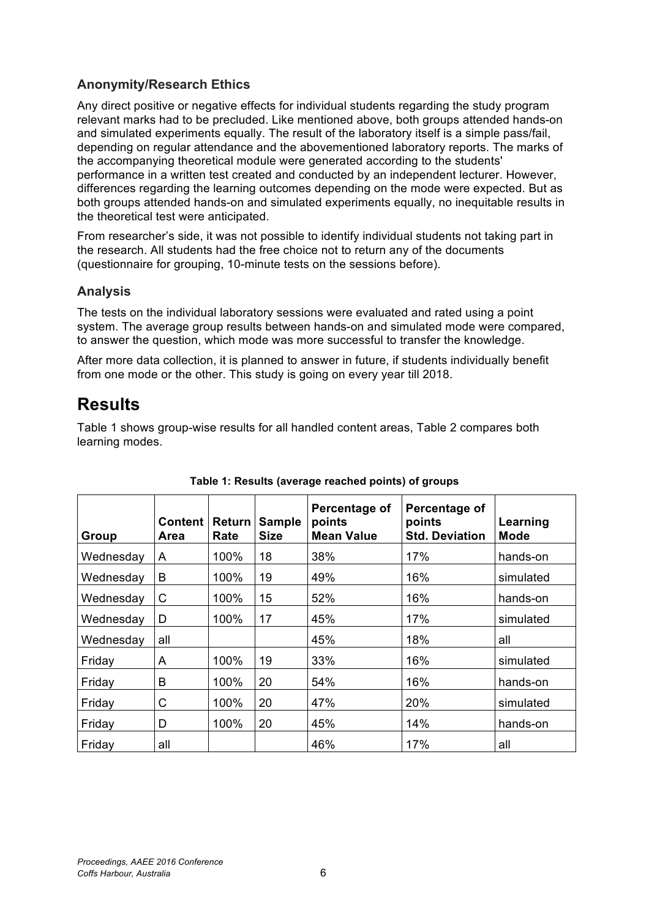### Anonymity/Research Ethics

Any direct positive or negative effects for individual students regarding the study program relevant marks had to be precluded. Like mentioned above, both groups attended hands-on and simulated experiments equally. The result of the laboratory itself is a simple pass/fail, depending on regular attendance and the abovementioned laboratory reports. The marks of the accompanying theoretical module were generated according to the students' performance in a written test created and conducted by an independent lecturer. However, differences regarding the learning outcomes depending on the mode were expected. But as both groups attended hands-on and simulated experiments equally, no inequitable results in the theoretical test were anticipated.

From researcher's side, it was not possible to identify individual students not taking part in the research. All students had the free choice not to return any of the documents (questionnaire for grouping, 10-minute tests on the sessions before).

### Analysis

The tests on the individual laboratory sessions were evaluated and rated using a point system. The average group results between hands-on and simulated mode were compared, to answer the question, which mode was more successful to transfer the knowledge.

After more data collection, it is planned to answer in future, if students individually benefit from one mode or the other. This study is going on every year till 2018.

## Results

Table 1 shows group-wise results for all handled content areas, Table 2 compares both learning modes.

**Table 1: Results (average reached points) of groups**

| Group | Content Area | Return Rate | Sample Size | Percentage of points Mean Value | Percentage of points Std. Deviation | Learning Mode |
|---|---|---|---|---|---|---|
| Wednesday | A | 100% | 18 | 38% | 17% | hands-on |
| Wednesday | B | 100% | 19 | 49% | 16% | simulated |
| Wednesday | C | 100% | 15 | 52% | 16% | hands-on |
| Wednesday | D | 100% | 17 | 45% | 17% | simulated |
| Wednesday | all | | | 45% | 18% | all |
| Friday | A | 100% | 19 | 33% | 16% | simulated |
| Friday | B | 100% | 20 | 54% | 16% | hands-on |
| Friday | C | 100% | 20 | 47% | 20% | simulated |
| Friday | D | 100% | 20 | 45% | 14% | hands-on |
| Friday | all | | | 46% | 17% | all |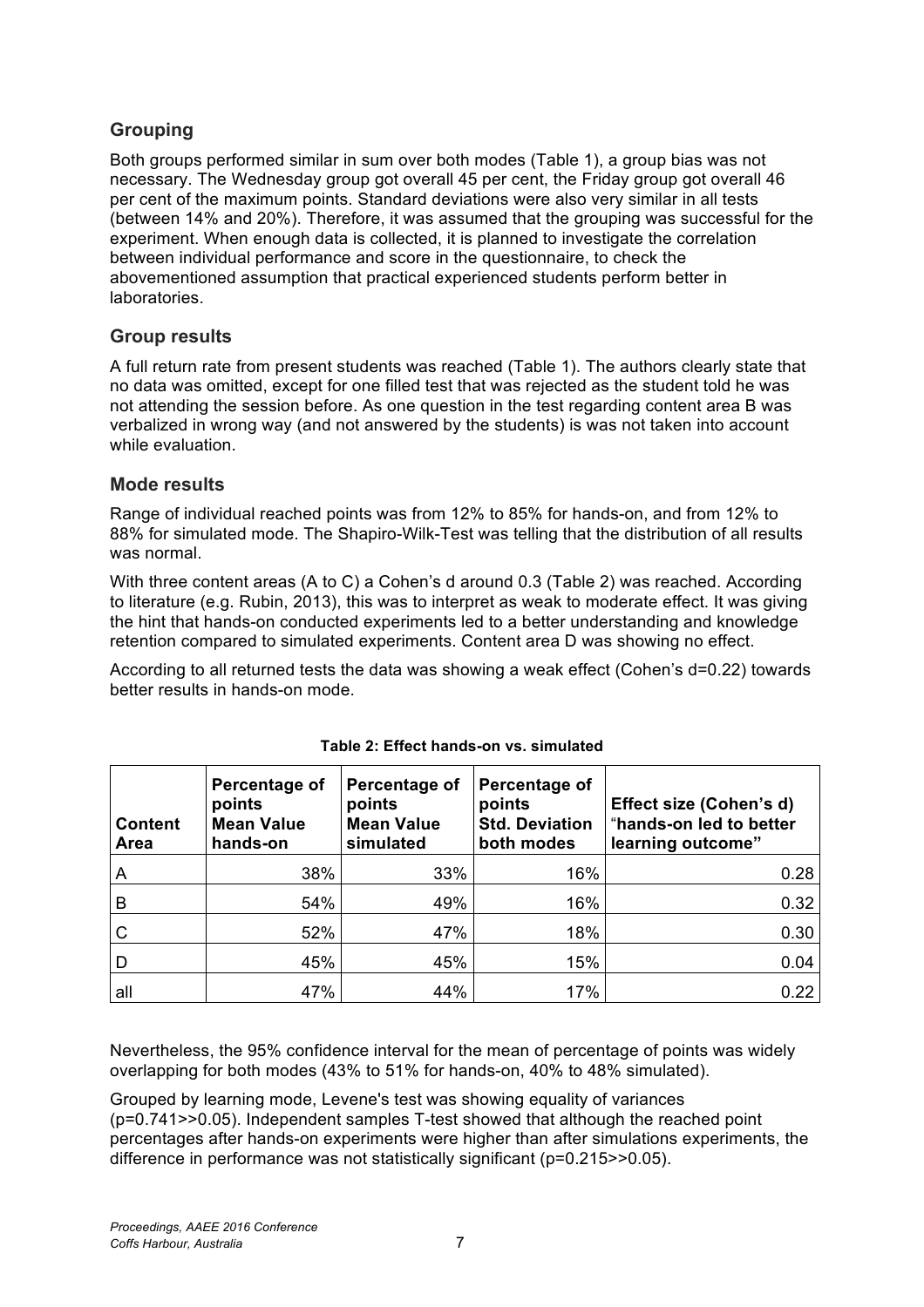## Grouping

Both groups performed similar in sum over both modes (Table 1), a group bias was not necessary. The Wednesday group got overall 45 per cent, the Friday group got overall 46 per cent of the maximum points. Standard deviations were also very similar in all tests (between 14% and 20%). Therefore, it was assumed that the grouping was successful for the experiment. When enough data is collected, it is planned to investigate the correlation between individual performance and score in the questionnaire, to check the abovementioned assumption that practical experienced students perform better in laboratories.

## Group results

A full return rate from present students was reached (Table 1). The authors clearly state that no data was omitted, except for one filled test that was rejected as the student told he was not attending the session before. As one question in the test regarding content area B was verbalized in wrong way (and not answered by the students) is was not taken into account while evaluation.

## Mode results

Range of individual reached points was from 12% to 85% for hands-on, and from 12% to 88% for simulated mode. The Shapiro-Wilk-Test was telling that the distribution of all results was normal.

With three content areas (A to C) a Cohen's d around 0.3 (Table 2) was reached. According to literature (e.g. Rubin, 2013), this was to interpret as weak to moderate effect. It was giving the hint that hands-on conducted experiments led to a better understanding and knowledge retention compared to simulated experiments. Content area D was showing no effect.

According to all returned tests the data was showing a weak effect (Cohen's d=0.22) towards better results in hands-on mode.

**Table 2: Effect hands-on vs. simulated**

| Content Area | Percentage of points Mean Value hands-on | Percentage of points Mean Value simulated | Percentage of points Std. Deviation both modes | Effect size (Cohen's d) "hands-on led to better learning outcome" |
|---|---|---|---|---|
| A | 38% | 33% | 16% | 0.28 |
| B | 54% | 49% | 16% | 0.32 |
| C | 52% | 47% | 18% | 0.30 |
| D | 45% | 45% | 15% | 0.04 |
| all | 47% | 44% | 17% | 0.22 |

Nevertheless, the 95% confidence interval for the mean of percentage of points was widely overlapping for both modes (43% to 51% for hands-on, 40% to 48% simulated).

Grouped by learning mode, Levene's test was showing equality of variances ($p=0.741>>0.05$). Independent samples T-test showed that although the reached point percentages after hands-on experiments were higher than after simulations experiments, the difference in performance was not statistically significant ($p=0.215>>0.05$).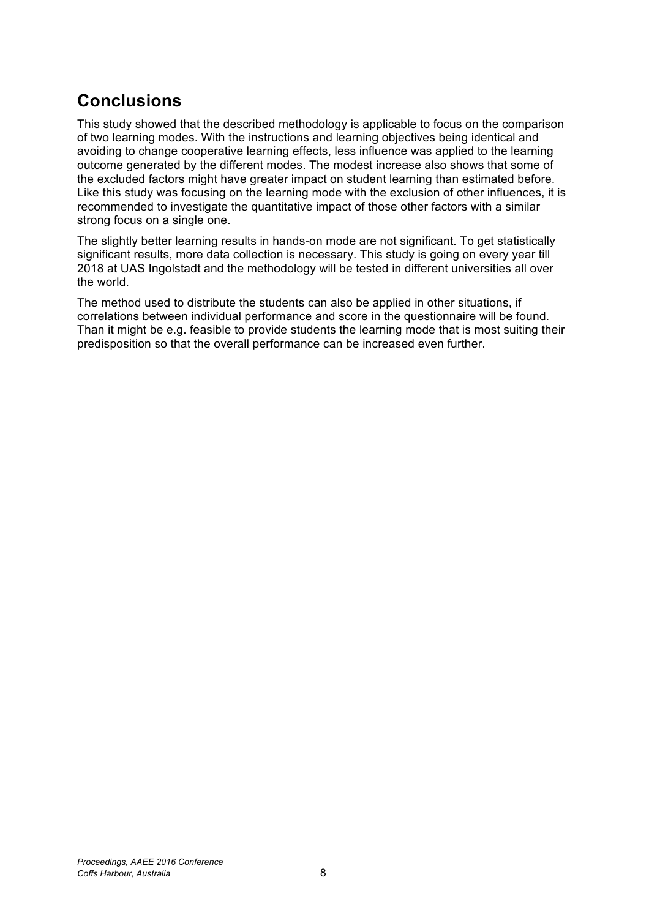## Conclusions

This study showed that the described methodology is applicable to focus on the comparison of two learning modes. With the instructions and learning objectives being identical and avoiding to change cooperative learning effects, less influence was applied to the learning outcome generated by the different modes. The modest increase also shows that some of the excluded factors might have greater impact on student learning than estimated before. Like this study was focusing on the learning mode with the exclusion of other influences, it is recommended to investigate the quantitative impact of those other factors with a similar strong focus on a single one.

The slightly better learning results in hands-on mode are not significant. To get statistically significant results, more data collection is necessary. This study is going on every year till 2018 at UAS Ingolstadt and the methodology will be tested in different universities all over the world.

The method used to distribute the students can also be applied in other situations, if correlations between individual performance and score in the questionnaire will be found. Than it might be e.g. feasible to provide students the learning mode that is most suiting their predisposition so that the overall performance can be increased even further.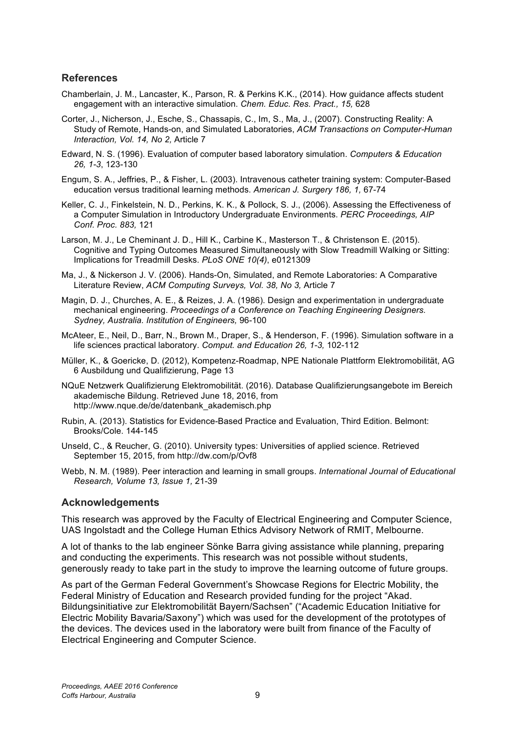## References

Chamberlain, J. M., Lancaster, K., Parson, R. & Perkins K.K., (2014). How guidance affects student engagement with an interactive simulation. *Chem. Educ. Res. Pract., 15,* 628

Corter, J., Nicherson, J., Esche, S., Chassapis, C., Im, S., Ma, J., (2007). Constructing Reality: A Study of Remote, Hands-on, and Simulated Laboratories, *ACM Transactions on Computer-Human Interaction, Vol. 14, No 2,* Article 7

Edward, N. S. (1996). Evaluation of computer based laboratory simulation. *Computers & Education 26, 1-3*, 123-130

Engum, S. A., Jeffries, P., & Fisher, L. (2003). Intravenous catheter training system: Computer-Based education versus traditional learning methods. *American J. Surgery 186, 1,* 67-74

Keller, C. J., Finkelstein, N. D., Perkins, K. K., & Pollock, S. J., (2006). Assessing the Effectiveness of a Computer Simulation in Introductory Undergraduate Environments. *PERC Proceedings, AIP Conf. Proc. 883,* 121

Larson, M. J., Le Cheminant J. D., Hill K., Carbine K., Masterson T., & Christenson E. (2015). Cognitive and Typing Outcomes Measured Simultaneously with Slow Treadmill Walking or Sitting: Implications for Treadmill Desks. *PLoS ONE 10(4)*, e0121309

Ma, J., & Nickerson J. V. (2006). Hands-On, Simulated, and Remote Laboratories: A Comparative Literature Review, *ACM Computing Surveys, Vol. 38, No 3,* Article 7

Magin, D. J., Churches, A. E., & Reizes, J. A. (1986). Design and experimentation in undergraduate mechanical engineering. *Proceedings of a Conference on Teaching Engineering Designers. Sydney, Australia. Institution of Engineers,* 96-100

McAteer, E., Neil, D., Barr, N., Brown M., Draper, S., & Henderson, F. (1996). Simulation software in a life sciences practical laboratory. *Comput. and Education 26, 1-3,* 102-112

Müller, K., & Goericke, D. (2012), Kompetenz-Roadmap, NPE Nationale Plattform Elektromobilität, AG 6 Ausbildung und Qualifizierung, Page 13

NQuE Netzwerk Qualifizierung Elektromobilität. (2016). Database Qualifizierungsangebote im Bereich akademische Bildung. Retrieved June 18, 2016, from http://www.nque.de/de/datenbank_akademisch.php

Rubin, A. (2013). Statistics for Evidence-Based Practice and Evaluation, Third Edition. Belmont: Brooks/Cole. 144-145

Unseld, C., & Reucher, G. (2010). University types: Universities of applied science. Retrieved September 15, 2015, from http://dw.com/p/Ovf8

Webb, N. M. (1989). Peer interaction and learning in small groups. *International Journal of Educational Research, Volume 13, Issue 1,* 21-39

## Acknowledgements

This research was approved by the Faculty of Electrical Engineering and Computer Science, UAS Ingolstadt and the College Human Ethics Advisory Network of RMIT, Melbourne.

A lot of thanks to the lab engineer Sönke Barra giving assistance while planning, preparing and conducting the experiments. This research was not possible without students, generously ready to take part in the study to improve the learning outcome of future groups.

As part of the German Federal Government's Showcase Regions for Electric Mobility, the Federal Ministry of Education and Research provided funding for the project "Akad. Bildungsinitiative zur Elektromobilität Bayern/Sachsen" ("Academic Education Initiative for Electric Mobility Bavaria/Saxony") which was used for the development of the prototypes of the devices. The devices used in the laboratory were built from finance of the Faculty of Electrical Engineering and Computer Science.